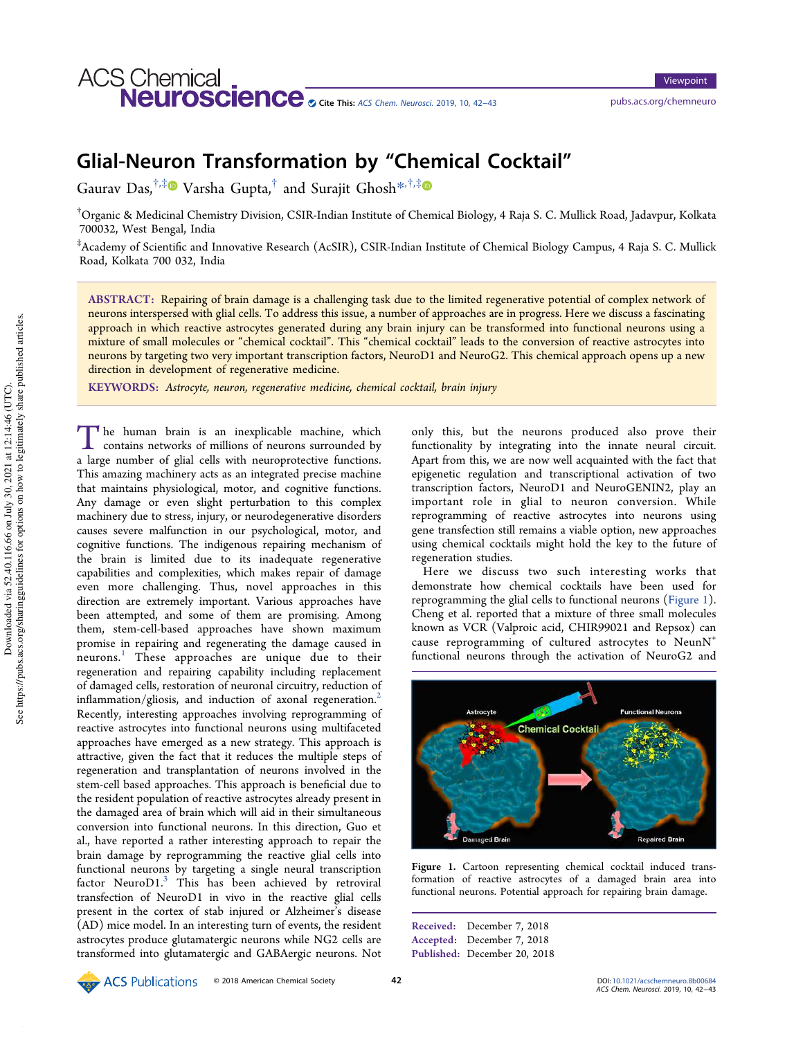# Glial-Neuron Transformation by "Chemical Cocktail"

Gaurav Das,[†,‡] Varsha Gupta,[†] and Surajit Ghosh*[,†,‡]

[†]Organic & Medicinal Chemistry Division, CSIR-Indian Institute of Chemical Biology, 4 Raja S. C. Mullick Road, Jadavpur, Kolkata 700032, West Bengal, India

[‡]Academy of Scientific and Innovative Research (AcSIR), CSIR-Indian Institute of Chemical Biology Campus, 4 Raja S. C. Mullick Road, Kolkata 700 032, West Bengal, India

**ABSTRACT:** Repairing of brain damage is a challenging task due to the limited regenerative potential of complex network of neurons interspersed with glial cells. To address this issue, a number of approaches are in progress. Here we discuss a fascinating approach in which reactive astrocytes generated during any brain injury can be transformed into functional neurons using a mixture of small molecules or "chemical cocktail". This "chemical cocktail" leads to the conversion of reactive astrocytes into neurons by targeting two very important transcription factors, NeuroD1 and NeuroG2. This chemical approach opens up a new direction in development of regenerative medicine.

**KEYWORDS:** *Astrocyte, neuron, regenerative medicine, chemical cocktail, brain injury*

The human brain is an inexplicable machine, which contains networks of millions of neurons surrounded by a large number of glial cells with neuroprotective functions. This amazing machinery acts as an integrated precise machine that maintains physiological, motor, and cognitive functions. Any damage or even slight perturbation to this complex machinery due to stress, injury, or neurodegenerative disorders causes severe malfunction in our psychological, motor, and cognitive functions. The indigenous repairing mechanism of the brain is limited due to its inadequate regenerative capabilities and complexities, which makes repair of damage even more challenging. Thus, novel approaches in this direction are extremely important. Various approaches have been attempted, and some of them are promising. Among them, stem-cell-based approaches have shown maximum promise in repairing and regenerating the damage caused in neurons.[1] These approaches are unique due to their regeneration and repairing capability including replacement of damaged cells, restoration of neuronal circuitry, reduction of inflammation/gliosis, and induction of axonal regeneration.[2] Recently, interesting approaches involving reprogramming of reactive astrocytes into functional neurons using multifaceted approaches have emerged as a new strategy. This approach is attractive, given the fact that it reduces the multiple steps of regeneration and transplantation of neurons involved in the stem-cell based approaches. This approach is beneficial due to the resident population of reactive astrocytes already present in the damaged area of brain which will aid in their simultaneous conversion into functional neurons. In this direction, Guo et al., have reported a rather interesting approach to repair the brain damage by reprogramming the reactive glial cells into functional neurons by targeting a single neural transcription factor NeuroD1.[3] This has been achieved by retroviral transfection of NeuroD1 in vivo in the reactive glial cells present in the cortex of stab injured or Alzheimer's disease (AD) mice model. In an interesting turn of events, the resident astrocytes produce glutamatergic neurons while NG2 cells are transformed into glutamatergic and GABAergic neurons. Not only this, but the neurons produced also prove their functionality by integrating into the innate neural circuit. Apart from this, we are now well acquainted with the fact that epigenetic regulation and transcriptional activation of two transcription factors, NeuroD1 and NeuroGENIN2, play an important role in glial to neuron conversion. While reprogramming of reactive astrocytes into neurons using gene transfection still remains a viable option, new approaches using chemical cocktails might hold the key to the future of regeneration studies.

Here we discuss two such interesting works that demonstrate how chemical cocktails have been used for reprogramming the glial cells to functional neurons (Figure 1). Cheng et al. reported that a mixture of three small molecules known as VCR (Valproic acid, CHIR99021 and Repsox) can cause reprogramming of cultured astrocytes to NeunN$^{+}$ functional neurons through the activation of NeuroG2 and

Figure 1. Cartoon representing chemical cocktail induced transformation of reactive astrocytes of a damaged brain area into functional neurons. Potential approach for repairing brain damage.

Received: December 7, 2018
Accepted: December 7, 2018
Published: December 20, 2018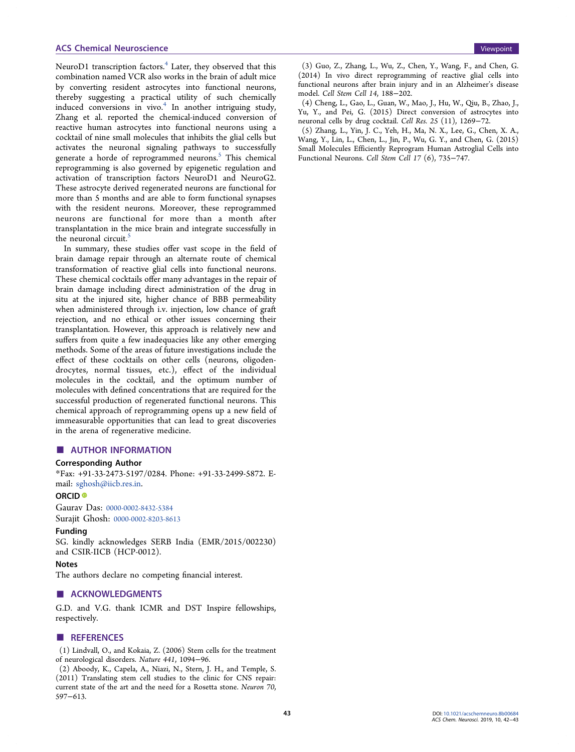NeuroD1 transcription factors.[4] Later, they observed that this combination named VCR also works in the brain of adult mice by converting resident astrocytes into functional neurons, thereby suggesting a practical utility of such chemically induced conversions in vivo.[4] In another intriguing study, Zhang et al. reported the chemical-induced conversion of reactive human astrocytes into functional neurons using a cocktail of nine small molecules that inhibits the glial cells but activates the neuronal signaling pathways to successfully generate a horde of reprogrammed neurons.[5] This chemical reprogramming is also governed by epigenetic regulation and activation of transcription factors NeuroD1 and NeuroG2. These astrocyte derived regenerated neurons are functional for more than 5 months and are able to form functional synapses with the resident neurons. Moreover, these reprogrammed neurons are functional for more than a month after transplantation in the mice brain and integrate successfully in the neuronal circuit.[5]

In summary, these studies offer vast scope in the field of brain damage repair through an alternate route of chemical transformation of reactive glial cells into functional neurons. These chemical cocktails offer many advantages in the repair of brain damage including direct administration of the drug in situ at the injured site, higher chance of BBB permeability when administered through i.v. injection, low chance of graft rejection, and no ethical or other issues concerning their transplantation. However, this approach is relatively new and suffers from quite a few inadequacies like any other emerging methods. Some of the areas of future investigations include the effect of these cocktails on other cells (neurons, oligodendrocytes, normal tissues, etc.), effect of the individual molecules in the cocktail, and the optimum number of molecules with defined concentrations that are required for the successful production of regenerated functional neurons. This chemical approach of reprogramming opens up a new field of immeasurable opportunities that can lead to great discoveries in the arena of regenerative medicine.

## AUTHOR INFORMATION

### Corresponding Author

*Fax: +91-33-2473-5197/0284. Phone: +91-33-2499-5872. E-mail: sghosh@iicb.res.in.

### ORCID

Gaurav Das: 0000-0002-8432-5384

Surajit Ghosh: 0000-0002-8203-8613

### Funding

SG. kindly acknowledges SERB India (EMR/2015/002230) and CSIR-IICB (HCP-0012).

### Notes

The authors declare no competing financial interest.

## ACKNOWLEDGMENTS

G.D. and V.G. thank ICMR and DST Inspire fellowships, respectively.

## REFERENCES

(1) Lindvall, O., and Kokaia, Z. (2006) Stem cells for the treatment of neurological disorders. *Nature 441*, 1094−96.

(2) Aboody, K., Capela, A., Niazi, N., Stern, J. H., and Temple, S. (2011) Translating stem cell studies to the clinic for CNS repair: current state of the art and the need for a Rosetta stone. *Neuron 70*, 597−613.

(3) Guo, Z., Zhang, L., Wu, Z., Chen, Y., Wang, F., and Chen, G. (2014) In vivo direct reprogramming of reactive glial cells into functional neurons after brain injury and in an Alzheimer's disease model. *Cell Stem Cell 14*, 188−202.

(4) Cheng, L., Gao, L., Guan, W., Mao, J., Hu, W., Qiu, B., Zhao, J., Yu, Y., and Pei, G. (2015) Direct conversion of astrocytes into neuronal cells by drug cocktail. *Cell Res. 25* (11), 1269−72.

(5) Zhang, L., Yin, J. C., Yeh, H., Ma, N. X., Lee, G., Chen, X. A., Wang, Y., Lin, L., Chen, L., Jin, P., Wu, G. Y., and Chen, G. (2015) Small Molecules Efficiently Reprogram Human Astroglial Cells into Functional Neurons. *Cell Stem Cell 17* (6), 735−747.